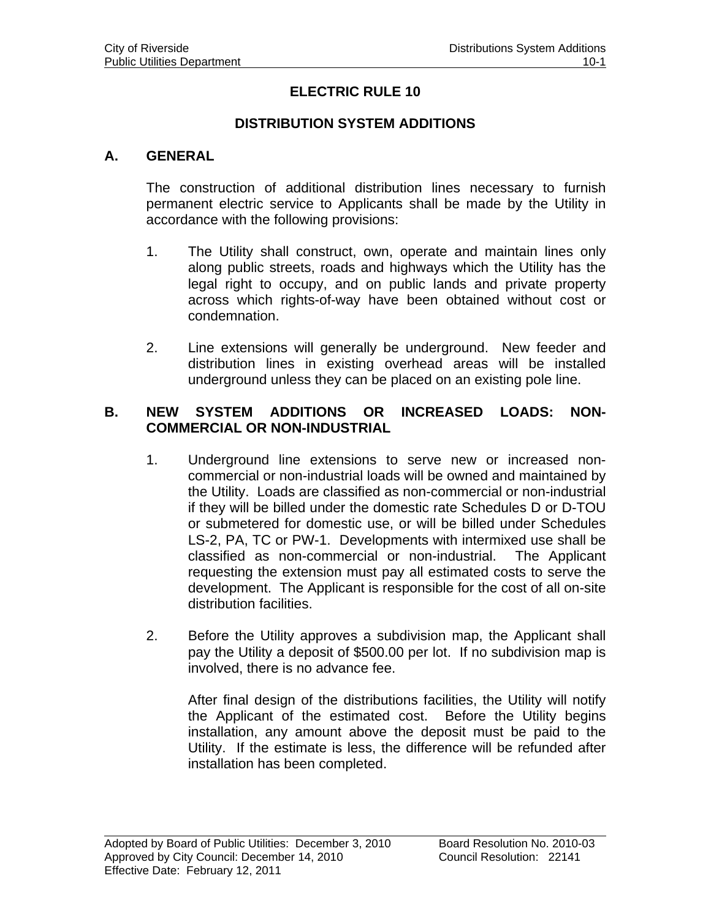# ELECTRIC RULE 10

## DISTRIBUTION SYSTEM ADDITIONS

### A. GENERAL

The construction of additional distribution lines necessary to furnish permanent electric service to Applicants shall be made by the Utility in accordance with the following provisions:

1. The Utility shall construct, own, operate and maintain lines only along public streets, roads and highways which the Utility has the legal right to occupy, and on public lands and private property across which rights-of-way have been obtained without cost or condemnation.

2. Line extensions will generally be underground. New feeder and distribution lines in existing overhead areas will be installed underground unless they can be placed on an existing pole line.

### B. NEW SYSTEM ADDITIONS OR INCREASED LOADS: NON-COMMERCIAL OR NON-INDUSTRIAL

1. Underground line extensions to serve new or increased non-commercial or non-industrial loads will be owned and maintained by the Utility. Loads are classified as non-commercial or non-industrial if they will be billed under the domestic rate Schedules D or D-TOU or submetered for domestic use, or will be billed under Schedules LS-2, PA, TC or PW-1. Developments with intermixed use shall be classified as non-commercial or non-industrial. The Applicant requesting the extension must pay all estimated costs to serve the development. The Applicant is responsible for the cost of all on-site distribution facilities.

2. Before the Utility approves a subdivision map, the Applicant shall pay the Utility a deposit of $500.00 per lot. If no subdivision map is involved, there is no advance fee.

   After final design of the distributions facilities, the Utility will notify the Applicant of the estimated cost. Before the Utility begins installation, any amount above the deposit must be paid to the Utility. If the estimate is less, the difference will be refunded after installation has been completed.

Adopted by Board of Public Utilities: December 3, 2010 — Board Resolution No. 2010-03
Approved by City Council: December 14, 2010 — Council Resolution: 22141
Effective Date: February 12, 2011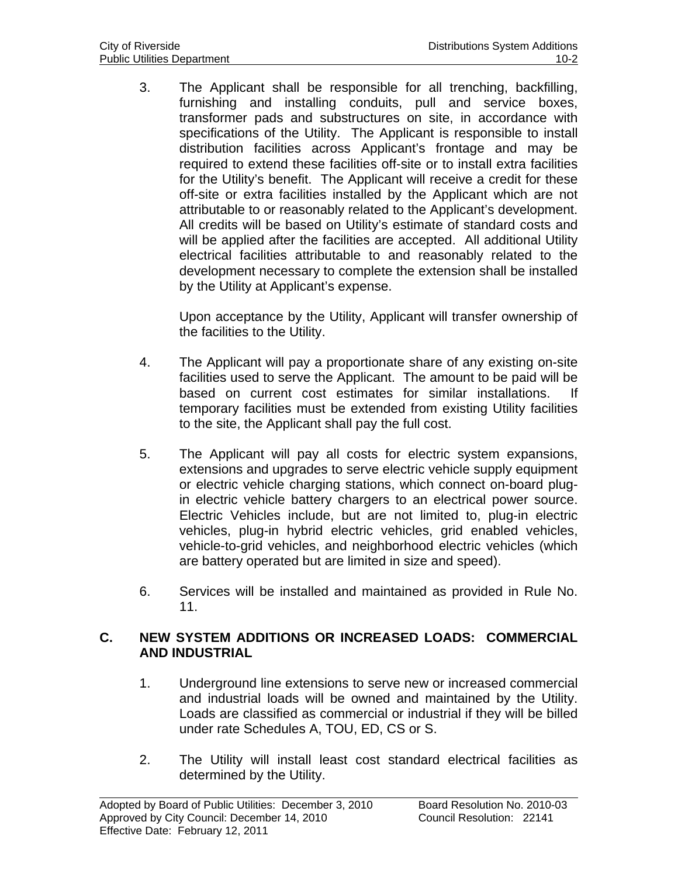3. The Applicant shall be responsible for all trenching, backfilling, furnishing and installing conduits, pull and service boxes, transformer pads and substructures on site, in accordance with specifications of the Utility. The Applicant is responsible to install distribution facilities across Applicant's frontage and may be required to extend these facilities off-site or to install extra facilities for the Utility's benefit. The Applicant will receive a credit for these off-site or extra facilities installed by the Applicant which are not attributable to or reasonably related to the Applicant's development. All credits will be based on Utility's estimate of standard costs and will be applied after the facilities are accepted. All additional Utility electrical facilities attributable to and reasonably related to the development necessary to complete the extension shall be installed by the Utility at Applicant's expense.

   Upon acceptance by the Utility, Applicant will transfer ownership of the facilities to the Utility.

4. The Applicant will pay a proportionate share of any existing on-site facilities used to serve the Applicant. The amount to be paid will be based on current cost estimates for similar installations. If temporary facilities must be extended from existing Utility facilities to the site, the Applicant shall pay the full cost.

5. The Applicant will pay all costs for electric system expansions, extensions and upgrades to serve electric vehicle supply equipment or electric vehicle charging stations, which connect on-board plug-in electric vehicle battery chargers to an electrical power source. Electric Vehicles include, but are not limited to, plug-in electric vehicles, plug-in hybrid electric vehicles, grid enabled vehicles, vehicle-to-grid vehicles, and neighborhood electric vehicles (which are battery operated but are limited in size and speed).

6. Services will be installed and maintained as provided in Rule No. 11.

## C. NEW SYSTEM ADDITIONS OR INCREASED LOADS: COMMERCIAL AND INDUSTRIAL

1. Underground line extensions to serve new or increased commercial and industrial loads will be owned and maintained by the Utility. Loads are classified as commercial or industrial if they will be billed under rate Schedules A, TOU, ED, CS or S.

2. The Utility will install least cost standard electrical facilities as determined by the Utility.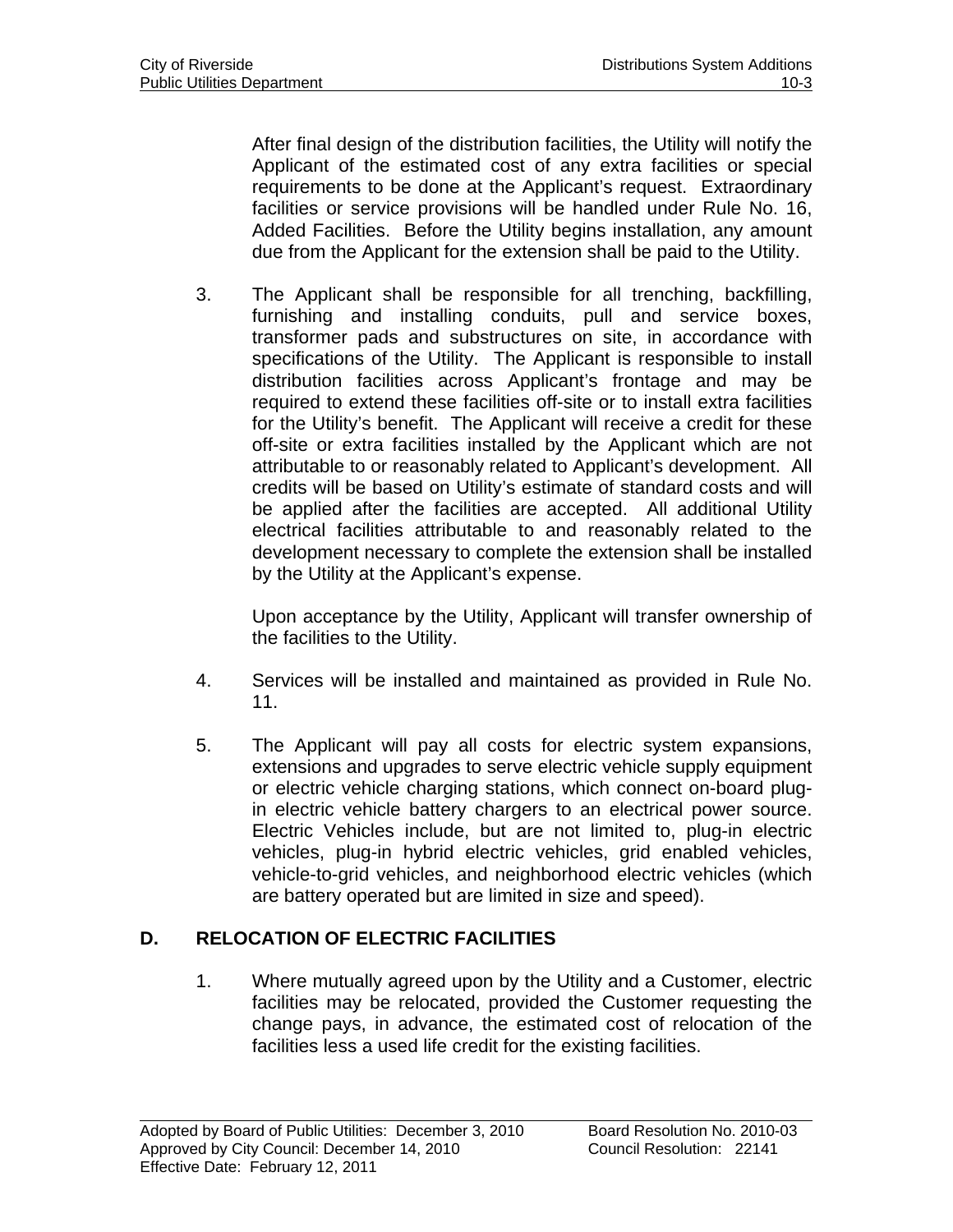After final design of the distribution facilities, the Utility will notify the Applicant of the estimated cost of any extra facilities or special requirements to be done at the Applicant's request. Extraordinary facilities or service provisions will be handled under Rule No. 16, Added Facilities. Before the Utility begins installation, any amount due from the Applicant for the extension shall be paid to the Utility.

3. The Applicant shall be responsible for all trenching, backfilling, furnishing and installing conduits, pull and service boxes, transformer pads and substructures on site, in accordance with specifications of the Utility. The Applicant is responsible to install distribution facilities across Applicant's frontage and may be required to extend these facilities off-site or to install extra facilities for the Utility's benefit. The Applicant will receive a credit for these off-site or extra facilities installed by the Applicant which are not attributable to or reasonably related to Applicant's development. All credits will be based on Utility's estimate of standard costs and will be applied after the facilities are accepted. All additional Utility electrical facilities attributable to and reasonably related to the development necessary to complete the extension shall be installed by the Utility at the Applicant's expense.

   Upon acceptance by the Utility, Applicant will transfer ownership of the facilities to the Utility.

4. Services will be installed and maintained as provided in Rule No. 11.

5. The Applicant will pay all costs for electric system expansions, extensions and upgrades to serve electric vehicle supply equipment or electric vehicle charging stations, which connect on-board plug-in electric vehicle battery chargers to an electrical power source. Electric Vehicles include, but are not limited to, plug-in electric vehicles, plug-in hybrid electric vehicles, grid enabled vehicles, vehicle-to-grid vehicles, and neighborhood electric vehicles (which are battery operated but are limited in size and speed).

## D. RELOCATION OF ELECTRIC FACILITIES

1. Where mutually agreed upon by the Utility and a Customer, electric facilities may be relocated, provided the Customer requesting the change pays, in advance, the estimated cost of relocation of the facilities less a used life credit for the existing facilities.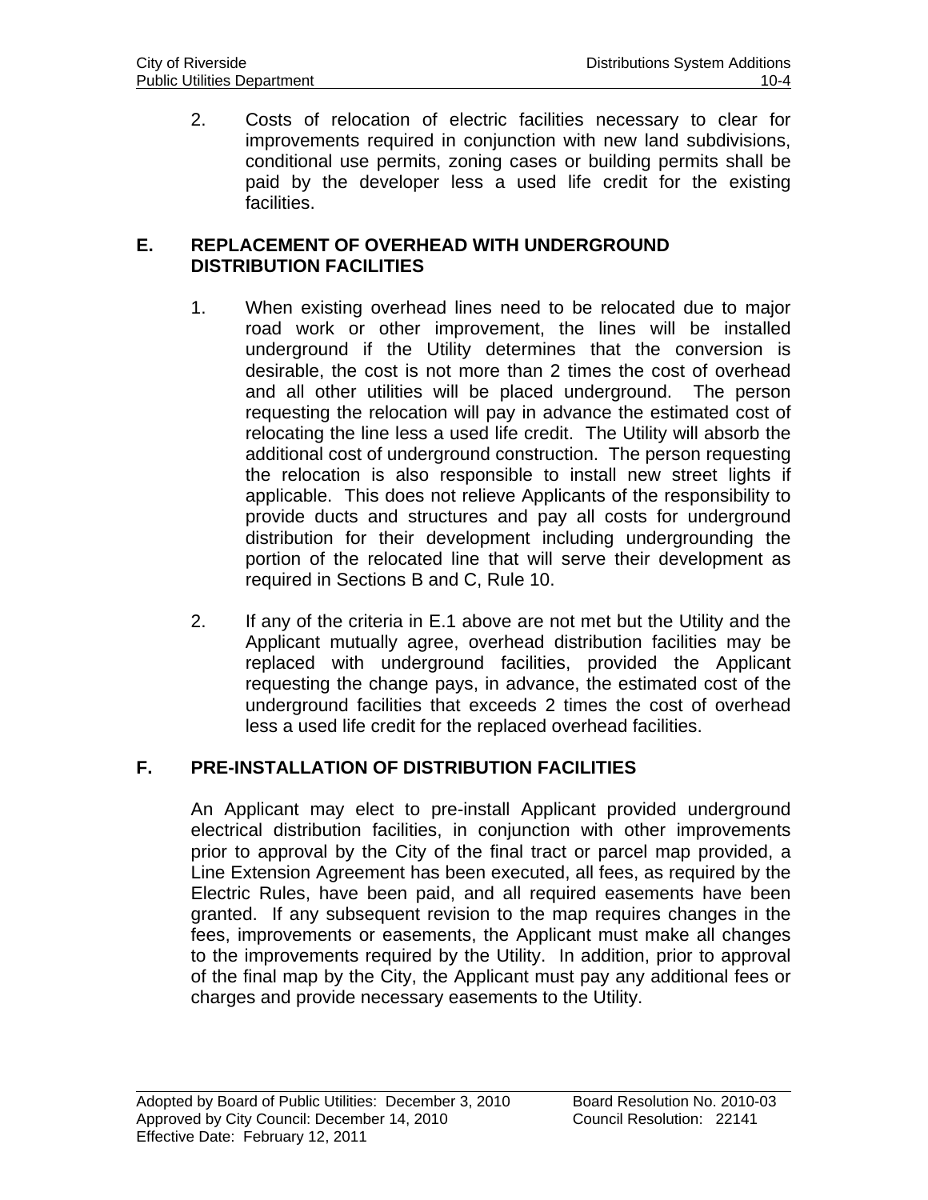2. Costs of relocation of electric facilities necessary to clear for improvements required in conjunction with new land subdivisions, conditional use permits, zoning cases or building permits shall be paid by the developer less a used life credit for the existing facilities.

## E. REPLACEMENT OF OVERHEAD WITH UNDERGROUND DISTRIBUTION FACILITIES

1. When existing overhead lines need to be relocated due to major road work or other improvement, the lines will be installed underground if the Utility determines that the conversion is desirable, the cost is not more than 2 times the cost of overhead and all other utilities will be placed underground. The person requesting the relocation will pay in advance the estimated cost of relocating the line less a used life credit. The Utility will absorb the additional cost of underground construction. The person requesting the relocation is also responsible to install new street lights if applicable. This does not relieve Applicants of the responsibility to provide ducts and structures and pay all costs for underground distribution for their development including undergrounding the portion of the relocated line that will serve their development as required in Sections B and C, Rule 10.

2. If any of the criteria in E.1 above are not met but the Utility and the Applicant mutually agree, overhead distribution facilities may be replaced with underground facilities, provided the Applicant requesting the change pays, in advance, the estimated cost of the underground facilities that exceeds 2 times the cost of overhead less a used life credit for the replaced overhead facilities.

## F. PRE-INSTALLATION OF DISTRIBUTION FACILITIES

An Applicant may elect to pre-install Applicant provided underground electrical distribution facilities, in conjunction with other improvements prior to approval by the City of the final tract or parcel map provided, a Line Extension Agreement has been executed, all fees, as required by the Electric Rules, have been paid, and all required easements have been granted. If any subsequent revision to the map requires changes in the fees, improvements or easements, the Applicant must make all changes to the improvements required by the Utility. In addition, prior to approval of the final map by the City, the Applicant must pay any additional fees or charges and provide necessary easements to the Utility.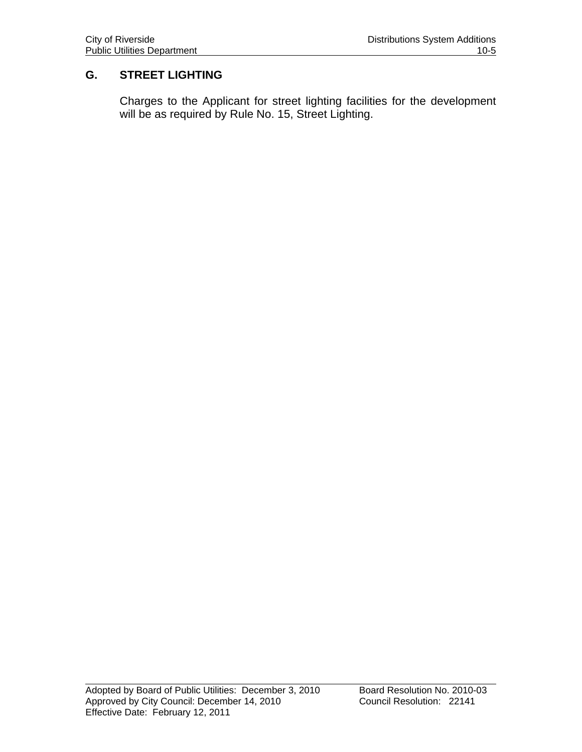## G. STREET LIGHTING

Charges to the Applicant for street lighting facilities for the development will be as required by Rule No. 15, Street Lighting.